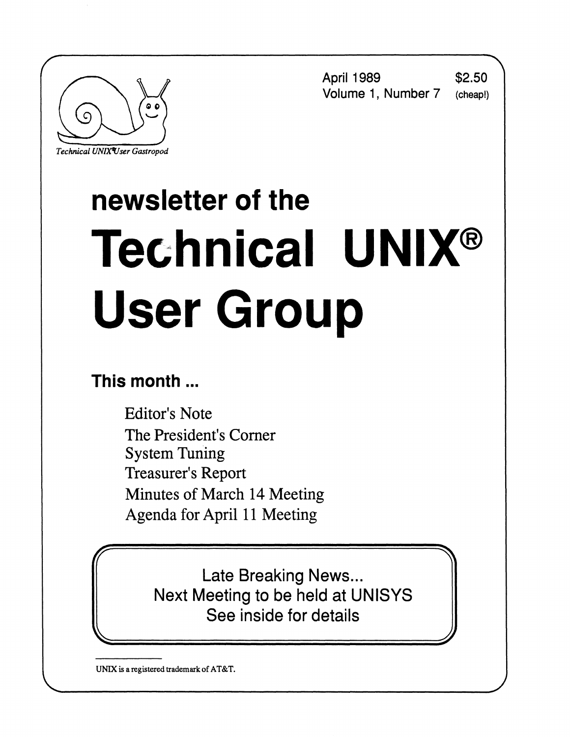April 1989 $2.50
Volume 1, Number 7 (cheap!)

*Technical UNIX®User Gastropod*

## newsletter of the

# Technical UNIX® User Group

### This month ...

- Editor's Note
- The President's Corner
- System Tuning
- Treasurer's Report
- Minutes of March 14 Meeting
- Agenda for April 11 Meeting

> Late Breaking News...
> Next Meeting to be held at UNISYS
> See inside for details

---

UNIX is a registered trademark of AT&T.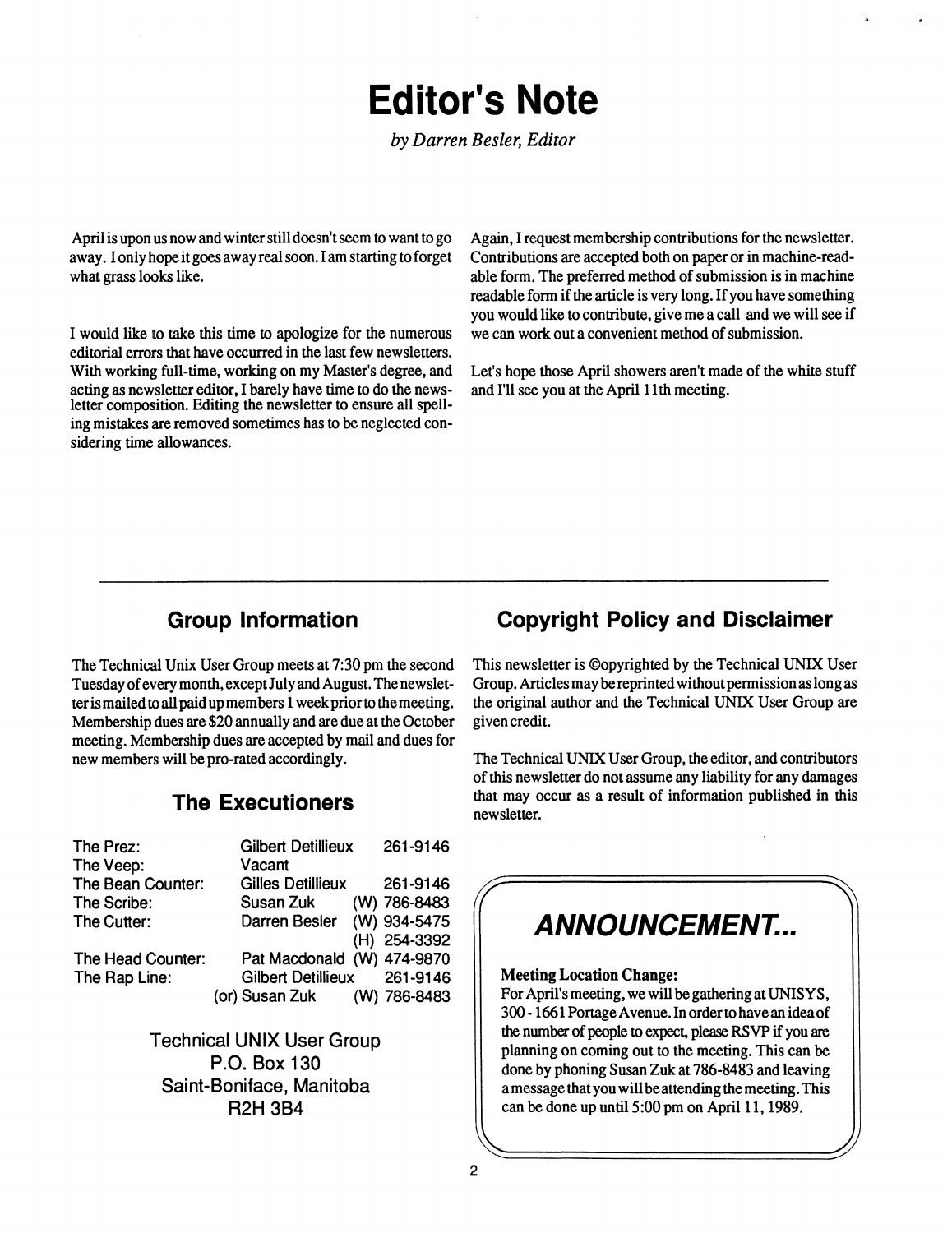# Editor's Note

*by Darren Besler, Editor*

April is upon us now and winter still doesn't seem to want to go away. I only hope it goes away real soon. I am starting to forget what grass looks like.

I would like to take this time to apologize for the numerous editorial errors that have occurred in the last few newsletters. With working full-time, working on my Master's degree, and acting as newsletter editor, I barely have time to do the newsletter composition. Editing the newsletter to ensure all spelling mistakes are removed sometimes has to be neglected considering time allowances.

Again, I request membership contributions for the newsletter. Contributions are accepted both on paper or in machine-readable form. The preferred method of submission is in machine readable form if the article is very long. If you have something you would like to contribute, give me a call and we will see if we can work out a convenient method of submission.

Let's hope those April showers aren't made of the white stuff and I'll see you at the April 11th meeting.

---

## Group Information

The Technical Unix User Group meets at 7:30 pm the second Tuesday of every month, except July and August. The newsletter is mailed to all paid up members 1 week prior to the meeting. Membership dues are $20 annually and are due at the October meeting. Membership dues are accepted by mail and dues for new members will be pro-rated accordingly.

## The Executioners

| | | |
|---|---|---|
| The Prez: | Gilbert Detillieux | 261-9146 |
| The Veep: | Vacant | |
| The Bean Counter: | Gilles Detillieux | 261-9146 |
| The Scribe: | Susan Zuk | (W) 786-8483 |
| The Cutter: | Darren Besler | (W) 934-5475 |
| | | (H) 254-3392 |
| The Head Counter: | Pat Macdonald | (W) 474-9870 |
| The Rap Line: | Gilbert Detillieux | 261-9146 |
| | (or) Susan Zuk | (W) 786-8483 |

Technical UNIX User Group
P.O. Box 130
Saint-Boniface, Manitoba
R2H 3B4

## Copyright Policy and Disclaimer

This newsletter is ©opyrighted by the Technical UNIX User Group. Articles may be reprinted without permission as long as the original author and the Technical UNIX User Group are given credit.

The Technical UNIX User Group, the editor, and contributors of this newsletter do not assume any liability for any damages that may occur as a result of information published in this newsletter.

## *ANNOUNCEMENT...*

**Meeting Location Change:**
For April's meeting, we will be gathering at UNISYS, 300 - 1661 Portage Avenue. In order to have an idea of the number of people to expect, please RSVP if you are planning on coming out to the meeting. This can be done by phoning Susan Zuk at 786-8483 and leaving a message that you will be attending the meeting. This can be done up until 5:00 pm on April 11, 1989.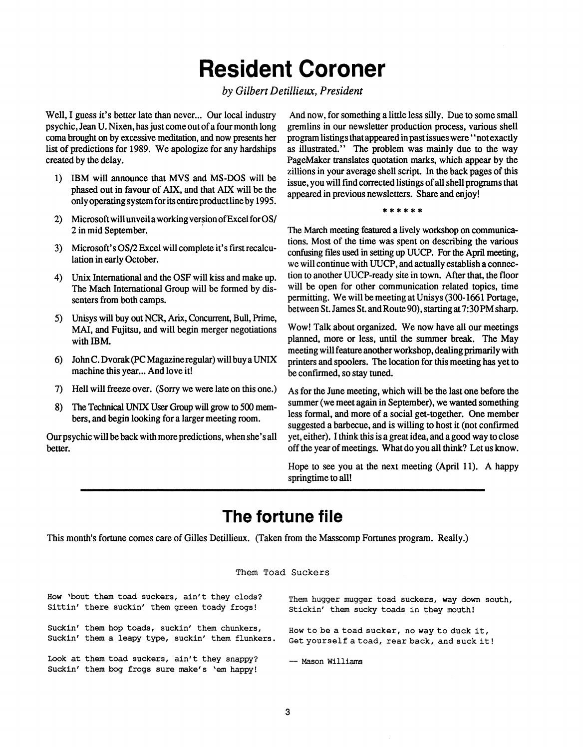# Resident Coroner

*by Gilbert Detillieux, President*

Well, I guess it's better late than never... Our local industry psychic, Jean U. Nixen, has just come out of a four month long coma brought on by excessive meditation, and now presents her list of predictions for 1989. We apologize for any hardships created by the delay.

1) IBM will announce that MVS and MS-DOS will be phased out in favour of AIX, and that AIX will be the only operating system for its entire product line by 1995.
2) Microsoft will unveil a working version of Excel for OS/2 in mid September.
3) Microsoft's OS/2 Excel will complete it's first recalculation in early October.
4) Unix International and the OSF will kiss and make up. The Mach International Group will be formed by dissenters from both camps.
5) Unisys will buy out NCR, Arix, Concurrent, Bull, Prime, MAI, and Fujitsu, and will begin merger negotiations with IBM.
6) John C. Dvorak (PC Magazine regular) will buy a UNIX machine this year... And love it!
7) Hell will freeze over. (Sorry we were late on this one.)
8) The Technical UNIX User Group will grow to 500 members, and begin looking for a larger meeting room.

Our psychic will be back with more predictions, when she's all better.

And now, for something a little less silly. Due to some small gremlins in our newsletter production process, various shell program listings that appeared in past issues were "not exactly as illustrated." The problem was mainly due to the way PageMaker translates quotation marks, which appear by the zillions in your average shell script. In the back pages of this issue, you will find corrected listings of all shell programs that appeared in previous newsletters. Share and enjoy!

\* \* \* \* \* \*

The March meeting featured a lively workshop on communications. Most of the time was spent on describing the various confusing files used in setting up UUCP. For the April meeting, we will continue with UUCP, and actually establish a connection to another UUCP-ready site in town. After that, the floor will be open for other communication related topics, time permitting. We will be meeting at Unisys (300-1661 Portage, between St. James St. and Route 90), starting at 7:30 PM sharp.

Wow! Talk about organized. We now have all our meetings planned, more or less, until the summer break. The May meeting will feature another workshop, dealing primarily with printers and spoolers. The location for this meeting has yet to be confirmed, so stay tuned.

As for the June meeting, which will be the last one before the summer (we meet again in September), we wanted something less formal, and more of a social get-together. One member suggested a barbecue, and is willing to host it (not confirmed yet, either). I think this is a great idea, and a good way to close off the year of meetings. What do you all think? Let us know.

Hope to see you at the next meeting (April 11). A happy springtime to all!

---

# The fortune file

This month's fortune comes care of Gilles Detillieux. (Taken from the Masscomp Fortunes program. Really.)

```
                    Them Toad Suckers

How 'bout them toad suckers, ain't they clods?
Sittin' there suckin' them green toady frogs!

Suckin' them hop toads, suckin' them chunkers,
Suckin' them a leapy type, suckin' them flunkers.

Look at them toad suckers, ain't they snappy?
Suckin' them bog frogs sure make's 'em happy!

Them hugger mugger toad suckers, way down south,
Stickin' them sucky toads in they mouth!

How to be a toad sucker, no way to duck it,
Get yourself a toad, rear back, and suck it!

-- Mason Williams
```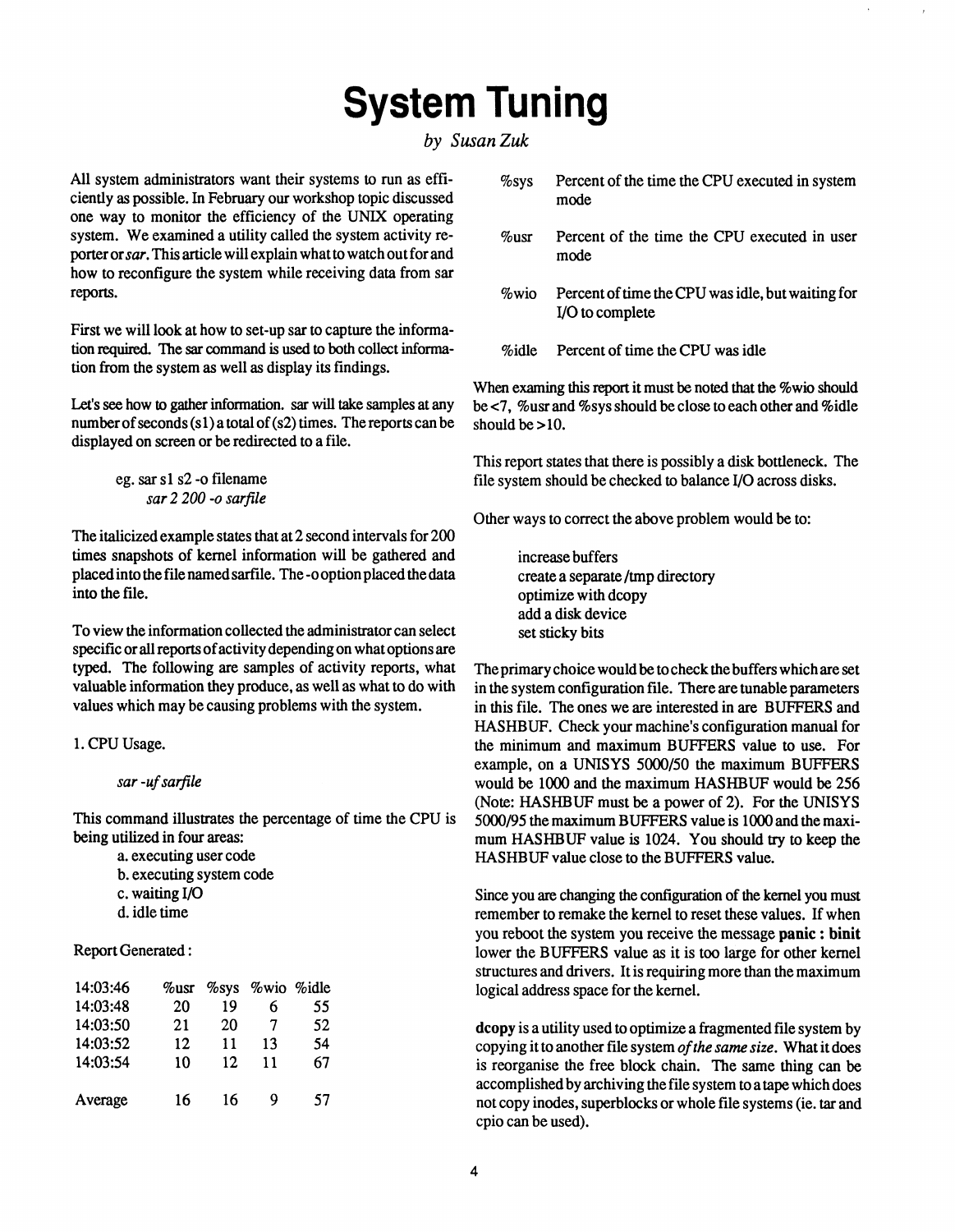# System Tuning

*by Susan Zuk*

All system administrators want their systems to run as efficiently as possible. In February our workshop topic discussed one way to monitor the efficiency of the UNIX operating system. We examined a utility called the system activity reporter or *sar*. This article will explain what to watch out for and how to reconfigure the system while receiving data from sar reports.

First we will look at how to set-up sar to capture the information required. The sar command is used to both collect information from the system as well as display its findings.

Let's see how to gather information. sar will take samples at any number of seconds (s1) a total of (s2) times. The reports can be displayed on screen or be redirected to a file.

> eg. sar s1 s2 -o filename
> *sar 2 200 -o sarfile*

The italicized example states that at 2 second intervals for 200 times snapshots of kernel information will be gathered and placed into the file named sarfile. The -o option placed the data into the file.

To view the information collected the administrator can select specific or all reports of activity depending on what options are typed. The following are samples of activity reports, what valuable information they produce, as well as what to do with values which may be causing problems with the system.

1. CPU Usage.

> *sar -uf sarfile*

This command illustrates the percentage of time the CPU is being utilized in four areas:

a. executing user code
b. executing system code
c. waiting I/O
d. idle time

Report Generated :

| 14:03:46 | %usr | %sys | %wio | %idle |
|---|---|---|---|---|
| 14:03:48 | 20 | 19 | 6 | 55 |
| 14:03:50 | 21 | 20 | 7 | 52 |
| 14:03:52 | 12 | 11 | 13 | 54 |
| 14:03:54 | 10 | 12 | 11 | 67 |
| Average | 16 | 16 | 9 | 57 |

- %sys — Percent of the time the CPU executed in system mode
- %usr — Percent of the time the CPU executed in user mode
- %wio — Percent of time the CPU was idle, but waiting for I/O to complete
- %idle — Percent of time the CPU was idle

When examing this report it must be noted that the %wio should be <7, %usr and %sys should be close to each other and %idle should be >10.

This report states that there is possibly a disk bottleneck. The file system should be checked to balance I/O across disks.

Other ways to correct the above problem would be to:

> increase buffers
> create a separate /tmp directory
> optimize with dcopy
> add a disk device
> set sticky bits

The primary choice would be to check the buffers which are set in the system configuration file. There are tunable parameters in this file. The ones we are interested in are BUFFERS and HASHBUF. Check your machine's configuration manual for the minimum and maximum BUFFERS value to use. For example, on a UNISYS 5000/50 the maximum BUFFERS would be 1000 and the maximum HASHBUF would be 256 (Note: HASHBUF must be a power of 2). For the UNISYS 5000/95 the maximum BUFFERS value is 1000 and the maximum HASHBUF value is 1024. You should try to keep the HASHBUF value close to the BUFFERS value.

Since you are changing the configuration of the kernel you must remember to remake the kernel to reset these values. If when you reboot the system you receive the message **panic : binit** lower the BUFFERS value as it is too large for other kernel structures and drivers. It is requiring more than the maximum logical address space for the kernel.

**dcopy** is a utility used to optimize a fragmented file system by copying it to another file system *of the same size*. What it does is reorganise the free block chain. The same thing can be accomplished by archiving the file system to a tape which does not copy inodes, superblocks or whole file systems (ie. tar and cpio can be used).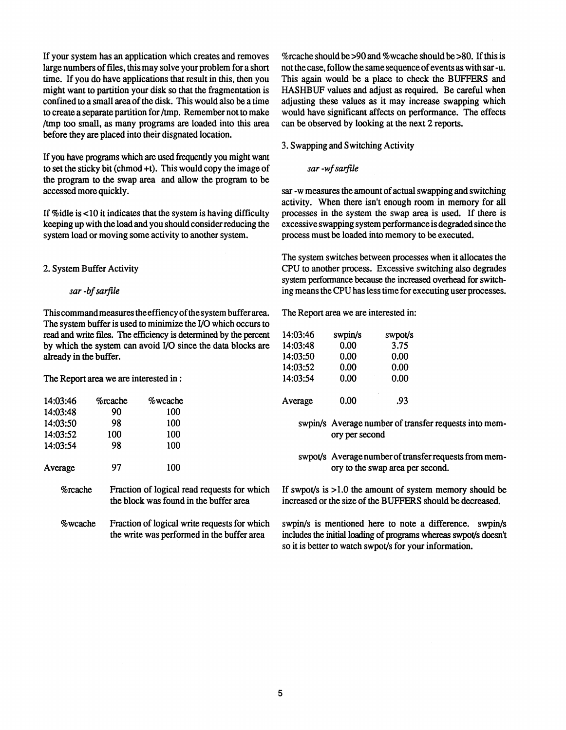If your system has an application which creates and removes large numbers of files, this may solve your problem for a short time. If you do have applications that result in this, then you might want to partition your disk so that the fragmentation is confined to a small area of the disk. This would also be a time to create a separate partition for /tmp. Remember not to make /tmp too small, as many programs are loaded into this area before they are placed into their disgnated location.

If you have programs which are used frequently you might want to set the sticky bit (chmod +t). This would copy the image of the program to the swap area and allow the program to be accessed more quickly.

If %idle is <10 it indicates that the system is having difficulty keeping up with the load and you should consider reducing the system load or moving some activity to another system.

2. System Buffer Activity

*sar -bf sarfile*

This command measures the effiency of the system buffer area. The system buffer is used to minimize the I/O which occurs to read and write files. The efficiency is determined by the percent by which the system can avoid I/O since the data blocks are already in the buffer.

The Report area we are interested in :

| 14:03:46 | %rcache | %wcache |
|---|---|---|
| 14:03:48 | 90 | 100 |
| 14:03:50 | 98 | 100 |
| 14:03:52 | 100 | 100 |
| 14:03:54 | 98 | 100 |
| Average | 97 | 100 |

%rcache — Fraction of logical read requests for which the block was found in the buffer area

%wcache — Fraction of logical write requests for which the write was performed in the buffer area

%rcache should be >90 and %wcache should be >80. If this is not the case, follow the same sequence of events as with sar -u. This again would be a place to check the BUFFERS and HASHBUF values and adjust as required. Be careful when adjusting these values as it may increase swapping which would have significant affects on performance. The effects can be observed by looking at the next 2 reports.

3. Swapping and Switching Activity

*sar -wf sarfile*

sar -w measures the amount of actual swapping and switching activity. When there isn't enough room in memory for all processes in the system the swap area is used. If there is excessive swapping system performance is degraded since the process must be loaded into memory to be executed.

The system switches between processes when it allocates the CPU to another process. Excessive switching also degrades system performance because the increased overhead for switching means the CPU has less time for executing user processes.

The Report area we are interested in:

| 14:03:46 | swpin/s | swpot/s |
|---|---|---|
| 14:03:48 | 0.00 | 3.75 |
| 14:03:50 | 0.00 | 0.00 |
| 14:03:52 | 0.00 | 0.00 |
| 14:03:54 | 0.00 | 0.00 |
| Average | 0.00 | .93 |

swpin/s — Average number of transfer requests into memory per second

swpot/s — Average number of transfer requests from memory to the swap area per second.

If swpot/s is >1.0 the amount of system memory should be increased or the size of the BUFFERS should be decreased.

swpin/s is mentioned here to note a difference. swpin/s includes the initial loading of programs whereas swpot/s doesn't so it is better to watch swpot/s for your information.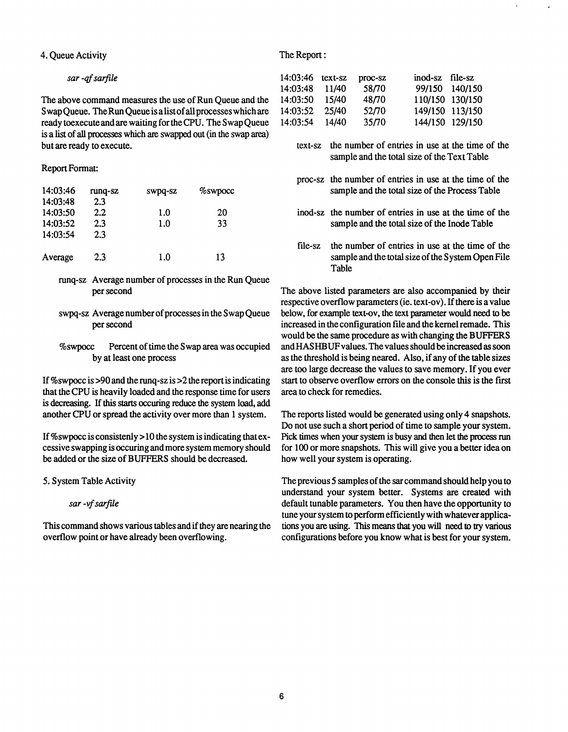4. Queue Activity

*sar -qf sarfile*

The above command measures the use of Run Queue and the SwapQueue. The Run Queue is a list of all processes which are ready toexecute and are waiting for the CPU. The Swap Queue is a list of all processes which are swapped out (in the swap area) but are ready to execute.

Report Format:

| 14:03:46 | runq-sz | swpq-sz | %swpocc |
|---|---|---|---|
| 14:03:48 | 2.3 | | |
| 14:03:50 | 2.2 | 1.0 | 20 |
| 14:03:52 | 2.3 | 1.0 | 33 |
| 14:03:54 | 2.3 | | |
| Average | 2.3 | 1.0 | 13 |

runq-sz Average number of processes in the Run Queue per second

swpq-sz Average number of processes in the Swap Queue per second

%swpocc Percent of time the Swap area was occupied by at least one process

If %swpocc is >90 and the runq-sz is >2 the report is indicating that the CPU is heavily loaded and the response time for users is decreasing. If this starts occuring reduce the system load, add another CPU or spread the activity over more than 1 system.

If %swpocc is consistenly >10 the system is indicating that excessive swapping is occuring and more system memory should be added or the size of BUFFERS should be decreased.

5. System Table Activity

*sar -vf sarfile*

This command shows various tables and if they are nearing the overflow point or have already been overflowing.

The Report:

| 14:03:46 | text-sz | proc-sz | inod-sz | file-sz |
|---|---|---|---|---|
| 14:03:48 | 11/40 | 58/70 | 99/150 | 140/150 |
| 14:03:50 | 15/40 | 48/70 | 110/150 | 130/150 |
| 14:03:52 | 25/40 | 52/70 | 149/150 | 113/150 |
| 14:03:54 | 14/40 | 35/70 | 144/150 | 129/150 |

text-sz the number of entries in use at the time of the sample and the total size of the Text Table

proc-sz the number of entries in use at the time of the sample and the total size of the Process Table

inod-sz the number of entries in use at the time of the sample and the total size of the Inode Table

file-sz the number of entries in use at the time of the sample and the total size of the System Open File Table

The above listed parameters are also accompanied by their respective overflow parameters (ie. text-ov). If there is a value below, for example text-ov, the text parameter would need to be increased in the configuration file and the kernel remade. This would be the same procedure as with changing the BUFFERS and HASHBUF values. The values should be increased as soon as the threshold is being neared. Also, if any of the table sizes are too large decrease the values to save memory. If you ever start to observe overflow errors on the console this is the first area to check for remedies.

The reports listed would be generated using only 4 snapshots. Do not use such a short period of time to sample your system. Pick times when your system is busy and then let the process run for 100 or more snapshots. This will give you a better idea on how well your system is operating.

The previous 5 samples of the sar command should help you to understand your system better. Systems are created with default tunable parameters. You then have the opportunity to tune your system to perform efficiently with whatever applications you are using. This means that you will need to try various configurations before you know what is best for your system.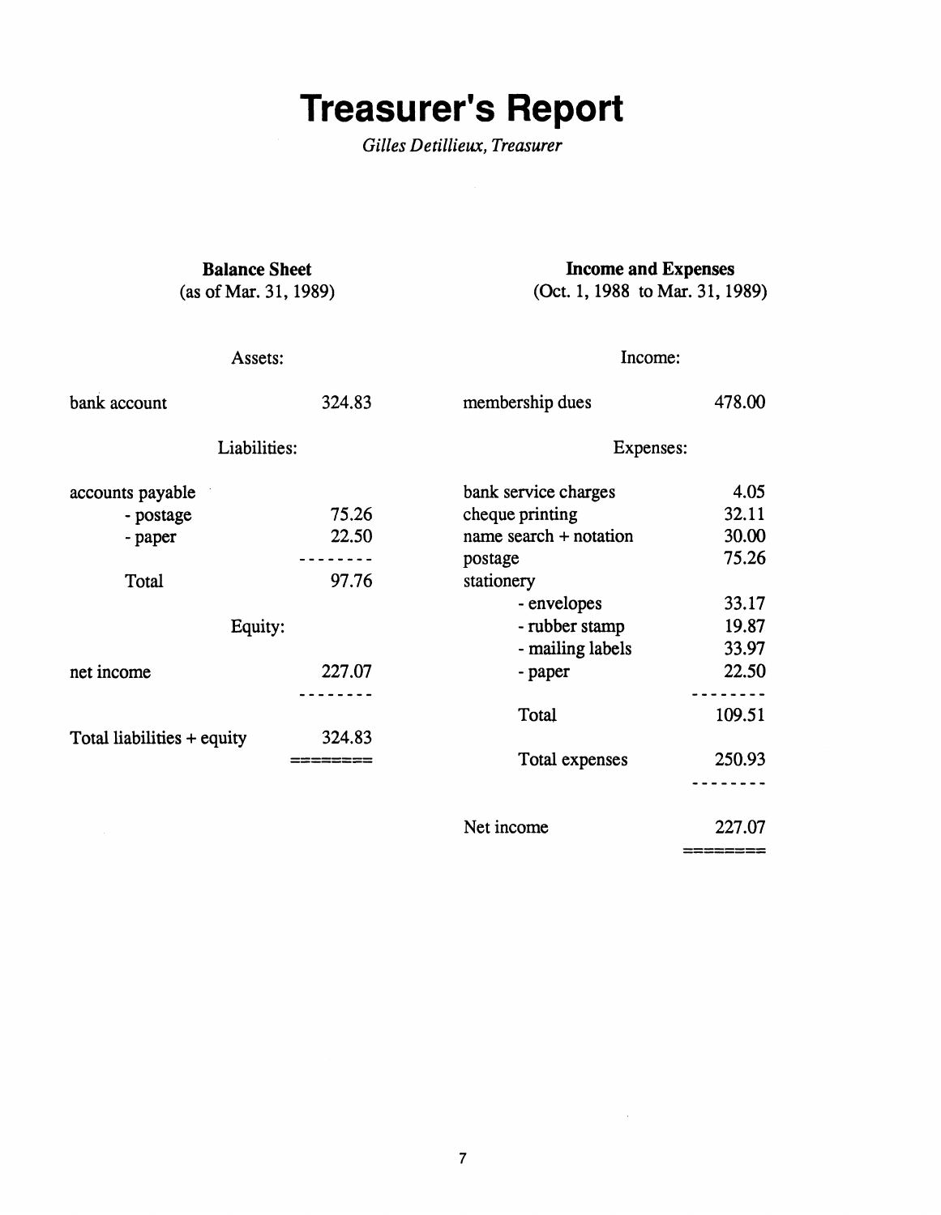# Treasurer's Report

*Gilles Detillieux, Treasurer*

### Balance Sheet
(as of Mar. 31, 1989)

| Assets: | |
|---|---|
| bank account | 324.83 |
| **Liabilities:** | |
| accounts payable | |
| - postage | 75.26 |
| - paper | 22.50 |
| Total | 97.76 |
| **Equity:** | |
| net income | 227.07 |
| Total liabilities + equity | 324.83 |

### Income and Expenses
(Oct. 1, 1988 to Mar. 31, 1989)

| Income: | |
|---|---|
| membership dues | 478.00 |
| **Expenses:** | |
| bank service charges | 4.05 |
| cheque printing | 32.11 |
| name search + notation | 30.00 |
| postage | 75.26 |
| stationery | |
| - envelopes | 33.17 |
| - rubber stamp | 19.87 |
| - mailing labels | 33.97 |
| - paper | 22.50 |
| Total | 109.51 |
| Total expenses | 250.93 |
| Net income | 227.07 |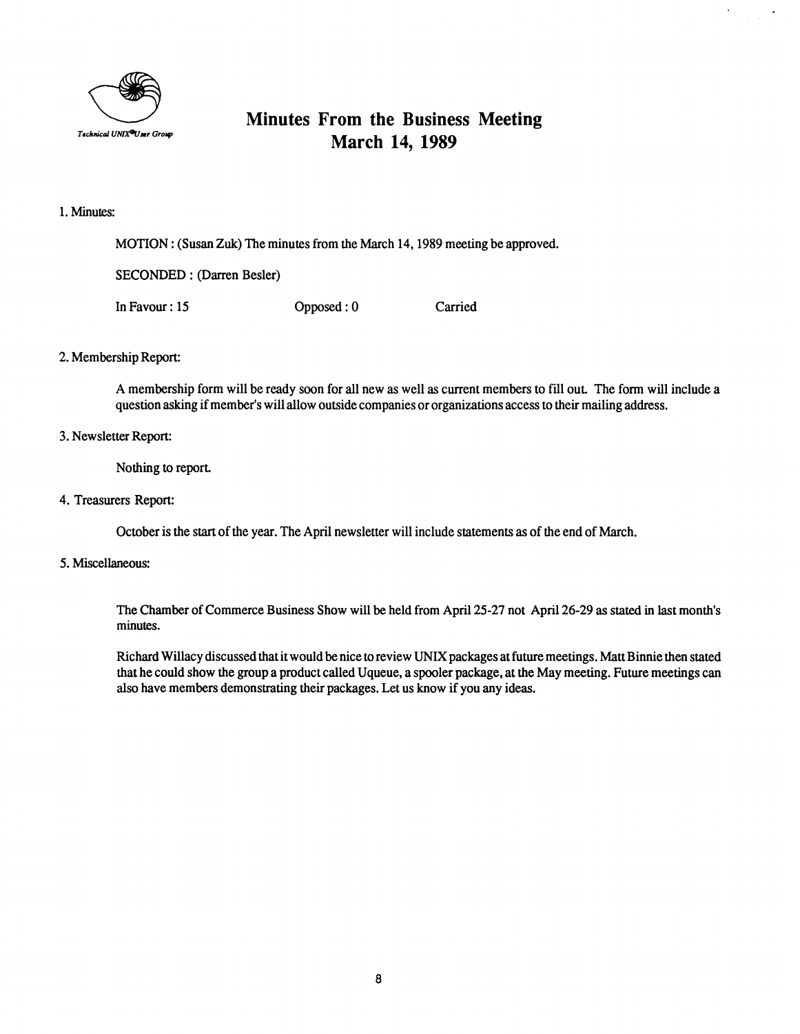*Technical UNIX® User Group*

# Minutes From the Business Meeting
# March 14, 1989

1. Minutes:

   MOTION : (Susan Zuk) The minutes from the March 14, 1989 meeting be approved.

   SECONDED : (Darren Besler)

   In Favour : 15 &nbsp;&nbsp;&nbsp;&nbsp; Opposed : 0 &nbsp;&nbsp;&nbsp;&nbsp; Carried

2. Membership Report:

   A membership form will be ready soon for all new as well as current members to fill out. The form will include a question asking if member's will allow outside companies or organizations access to their mailing address.

3. Newsletter Report:

   Nothing to report.

4. Treasurers Report:

   October is the start of the year. The April newsletter will include statements as of the end of March.

5. Miscellaneous:

   The Chamber of Commerce Business Show will be held from April 25-27 not April 26-29 as stated in last month's minutes.

   Richard Willacy discussed that it would be nice to review UNIX packages at future meetings. Matt Binnie then stated that he could show the group a product called Uqueue, a spooler package, at the May meeting. Future meetings can also have members demonstrating their packages. Let us know if you any ideas.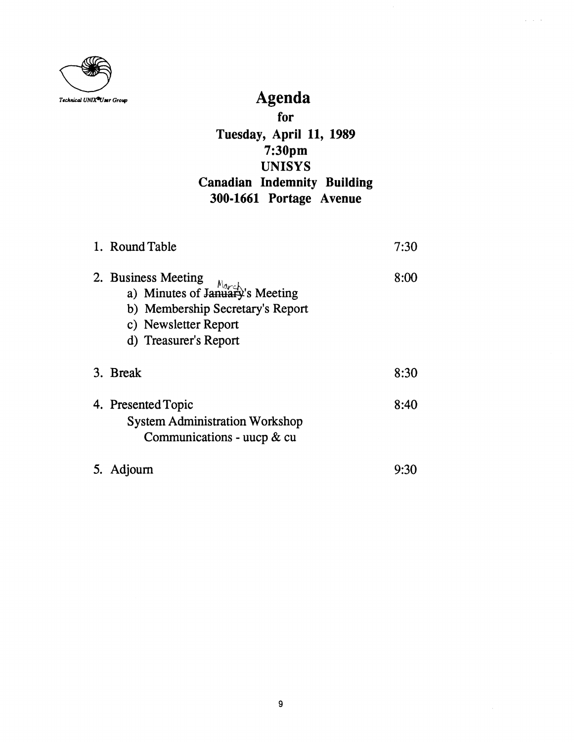*Technical UNIX® User Group*

# Agenda

## for

## Tuesday, April 11, 1989

## 7:30pm

## UNISYS

## Canadian Indemnity Building

## 300-1661 Portage Avenue

| | |
|---|---|
| 1. Round Table | 7:30 |
| 2. Business Meeting | 8:00 |
| a) Minutes of ~~January~~ March's Meeting | |
| b) Membership Secretary's Report | |
| c) Newsletter Report | |
| d) Treasurer's Report | |
| 3. Break | 8:30 |
| 4. Presented Topic | 8:40 |
| System Administration Workshop | |
| Communications - uucp & cu | |
| 5. Adjourn | 9:30 |